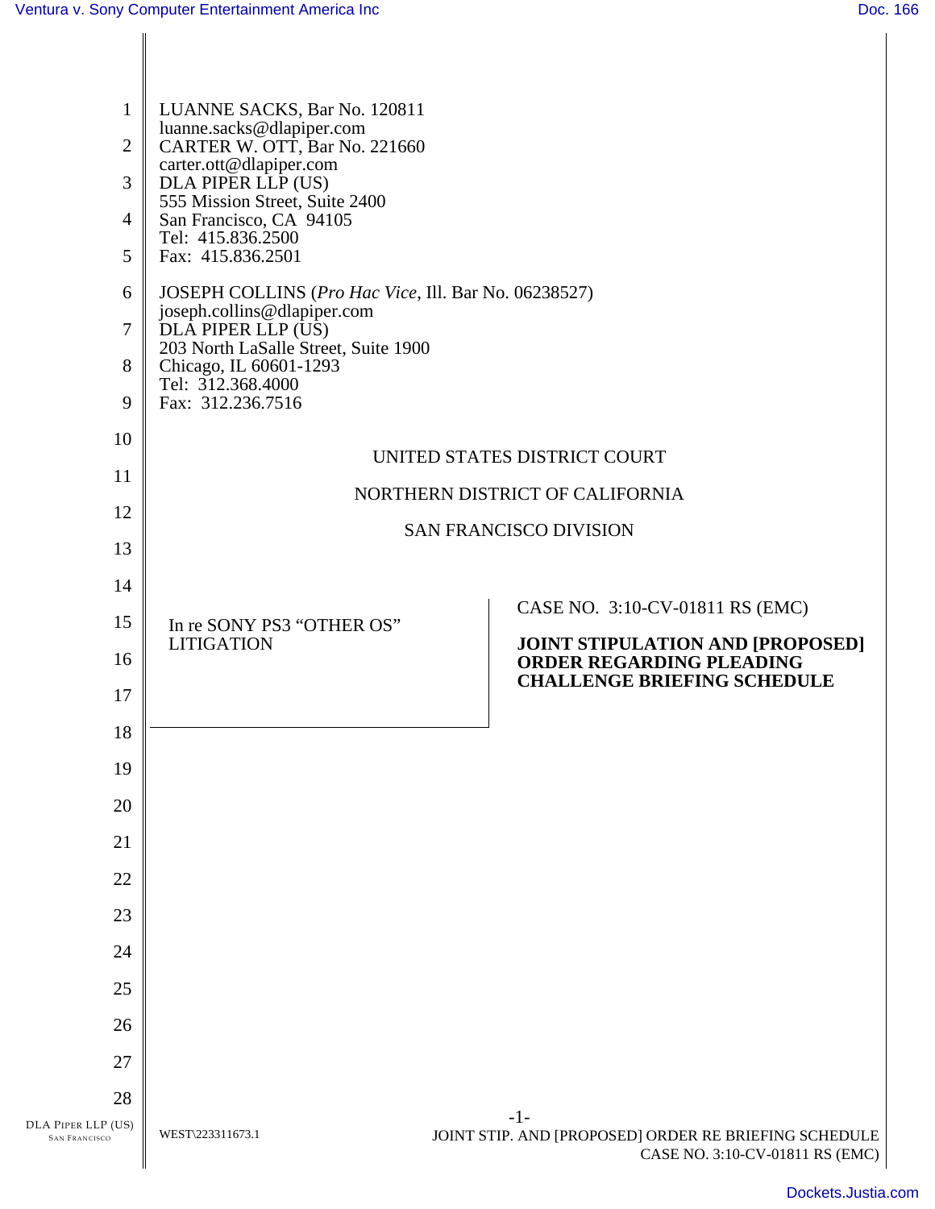LUANNE SACKS, Bar No. 120811
luanne.sacks@dlapiper.com
CARTER W. OTT, Bar No. 221660
carter.ott@dlapiper.com
DLA PIPER LLP (US)
555 Mission Street, Suite 2400
San Francisco, CA 94105
Tel: 415.836.2500
Fax: 415.836.2501

JOSEPH COLLINS (*Pro Hac Vice*, Ill. Bar No. 06238527)
joseph.collins@dlapiper.com
DLA PIPER LLP (US)
203 North LaSalle Street, Suite 1900
Chicago, IL 60601-1293
Tel: 312.368.4000
Fax: 312.236.7516

UNITED STATES DISTRICT COURT

NORTHERN DISTRICT OF CALIFORNIA

SAN FRANCISCO DIVISION

In re SONY PS3 "OTHER OS" LITIGATION

CASE NO. 3:10-CV-01811 RS (EMC)

**JOINT STIPULATION AND [PROPOSED] ORDER REGARDING PLEADING CHALLENGE BRIEFING SCHEDULE**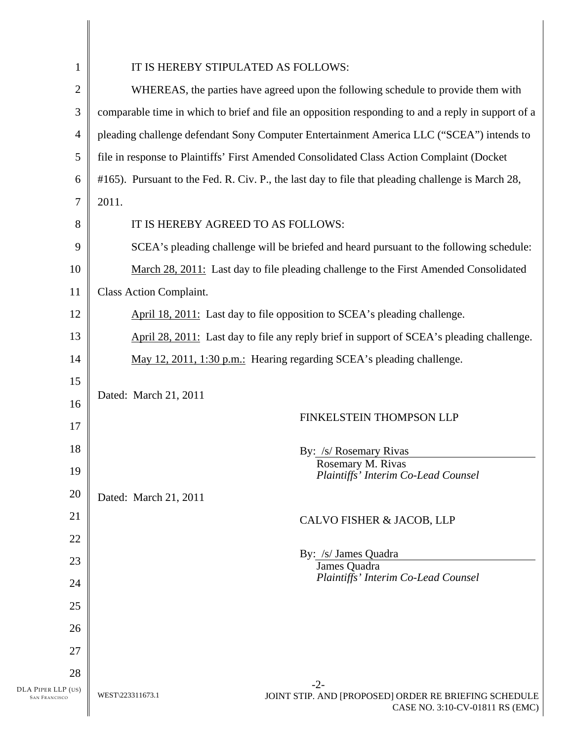IT IS HEREBY STIPULATED AS FOLLOWS:

WHEREAS, the parties have agreed upon the following schedule to provide them with comparable time in which to brief and file an opposition responding to and a reply in support of a pleading challenge defendant Sony Computer Entertainment America LLC ("SCEA") intends to file in response to Plaintiffs' First Amended Consolidated Class Action Complaint (Docket #165). Pursuant to the Fed. R. Civ. P., the last day to file that pleading challenge is March 28, 2011.

IT IS HEREBY AGREED TO AS FOLLOWS:

SCEA's pleading challenge will be briefed and heard pursuant to the following schedule:

March 28, 2011: Last day to file pleading challenge to the First Amended Consolidated Class Action Complaint.

April 18, 2011: Last day to file opposition to SCEA's pleading challenge.

April 28, 2011: Last day to file any reply brief in support of SCEA's pleading challenge.

May 12, 2011, 1:30 p.m.: Hearing regarding SCEA's pleading challenge.

Dated: March 21, 2011

FINKELSTEIN THOMPSON LLP

By: /s/ Rosemary Rivas
Rosemary M. Rivas
*Plaintiffs' Interim Co-Lead Counsel*

Dated: March 21, 2011

CALVO FISHER & JACOB, LLP

By: /s/ James Quadra
James Quadra
*Plaintiffs' Interim Co-Lead Counsel*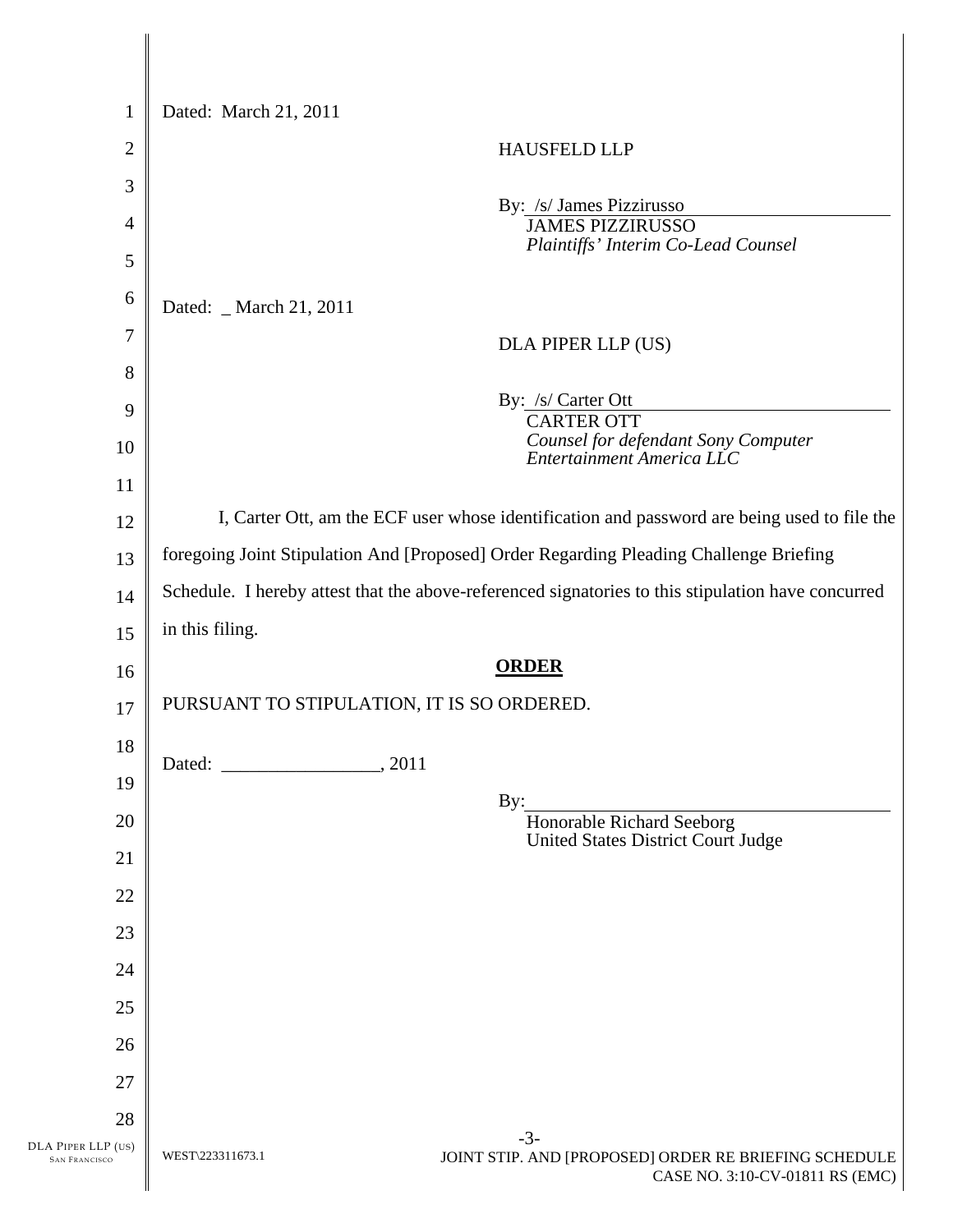Dated: March 21, 2011

HAUSFELD LLP

By: /s/ James Pizzirusso
JAMES PIZZIRUSSO
*Plaintiffs' Interim Co-Lead Counsel*

Dated: _ March 21, 2011

DLA PIPER LLP (US)

By: /s/ Carter Ott
CARTER OTT
*Counsel for defendant Sony Computer Entertainment America LLC*

I, Carter Ott, am the ECF user whose identification and password are being used to file the foregoing Joint Stipulation And [Proposed] Order Regarding Pleading Challenge Briefing Schedule. I hereby attest that the above-referenced signatories to this stipulation have concurred in this filing.

## ORDER

PURSUANT TO STIPULATION, IT IS SO ORDERED.

Dated: _________________, 2011

By:________________________
Honorable Richard Seeborg
United States District Court Judge